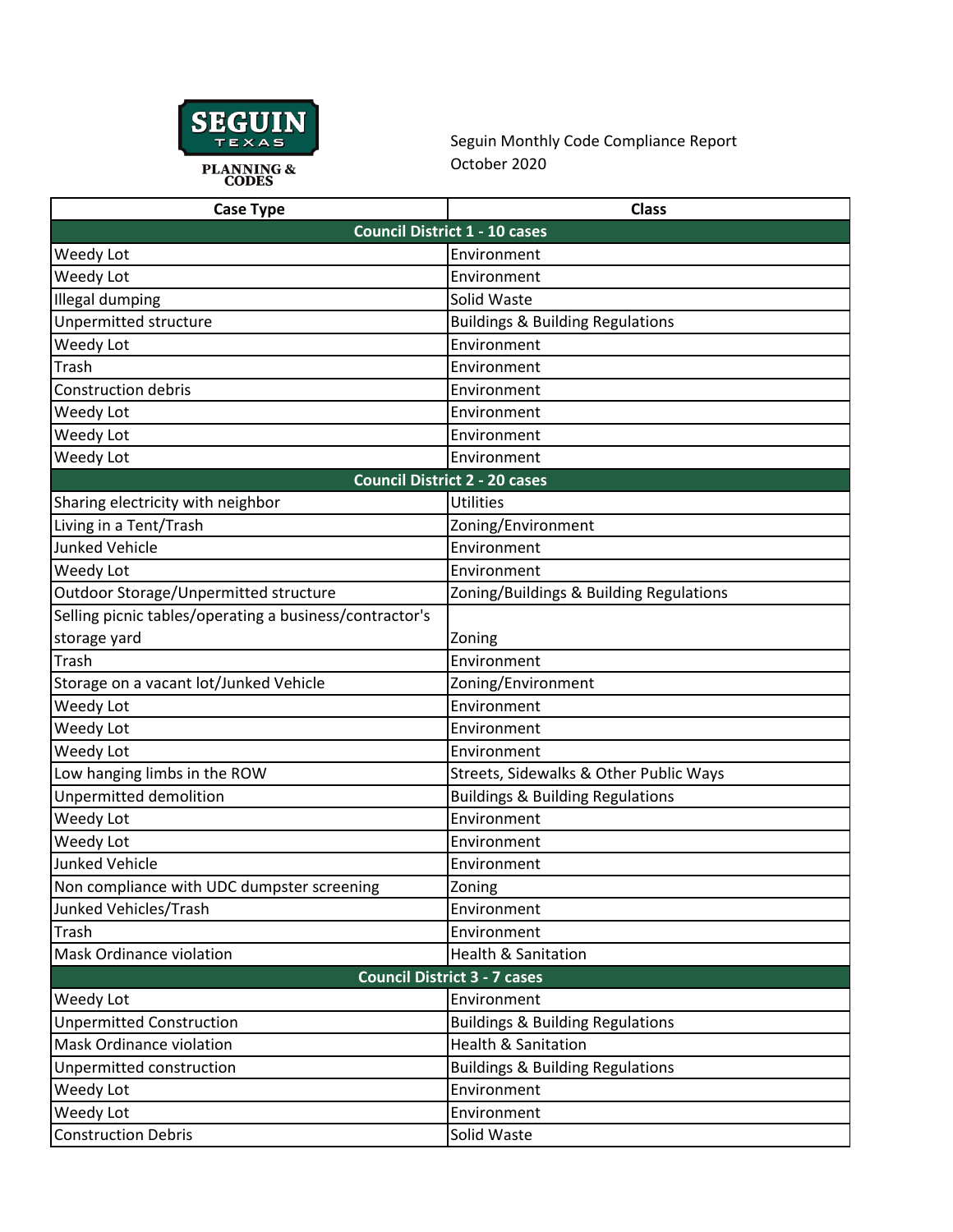SEGUIN TEXAS
PLANNING & CODES

Seguin Monthly Code Compliance Report
October 2020

| Case Type | Class |
|---|---|
| **Council District 1 - 10 cases** | |
| Weedy Lot | Environment |
| Weedy Lot | Environment |
| Illegal dumping | Solid Waste |
| Unpermitted structure | Buildings & Building Regulations |
| Weedy Lot | Environment |
| Trash | Environment |
| Construction debris | Environment |
| Weedy Lot | Environment |
| Weedy Lot | Environment |
| Weedy Lot | Environment |
| **Council District 2 - 20 cases** | |
| Sharing electricity with neighbor | Utilities |
| Living in a Tent/Trash | Zoning/Environment |
| Junked Vehicle | Environment |
| Weedy Lot | Environment |
| Outdoor Storage/Unpermitted structure | Zoning/Buildings & Building Regulations |
| Selling picnic tables/operating a business/contractor's storage yard | Zoning |
| Trash | Environment |
| Storage on a vacant lot/Junked Vehicle | Zoning/Environment |
| Weedy Lot | Environment |
| Weedy Lot | Environment |
| Weedy Lot | Environment |
| Low hanging limbs in the ROW | Streets, Sidewalks & Other Public Ways |
| Unpermitted demolition | Buildings & Building Regulations |
| Weedy Lot | Environment |
| Weedy Lot | Environment |
| Junked Vehicle | Environment |
| Non compliance with UDC dumpster screening | Zoning |
| Junked Vehicles/Trash | Environment |
| Trash | Environment |
| Mask Ordinance violation | Health & Sanitation |
| **Council District 3 - 7 cases** | |
| Weedy Lot | Environment |
| Unpermitted Construction | Buildings & Building Regulations |
| Mask Ordinance violation | Health & Sanitation |
| Unpermitted construction | Buildings & Building Regulations |
| Weedy Lot | Environment |
| Weedy Lot | Environment |
| Construction Debris | Solid Waste |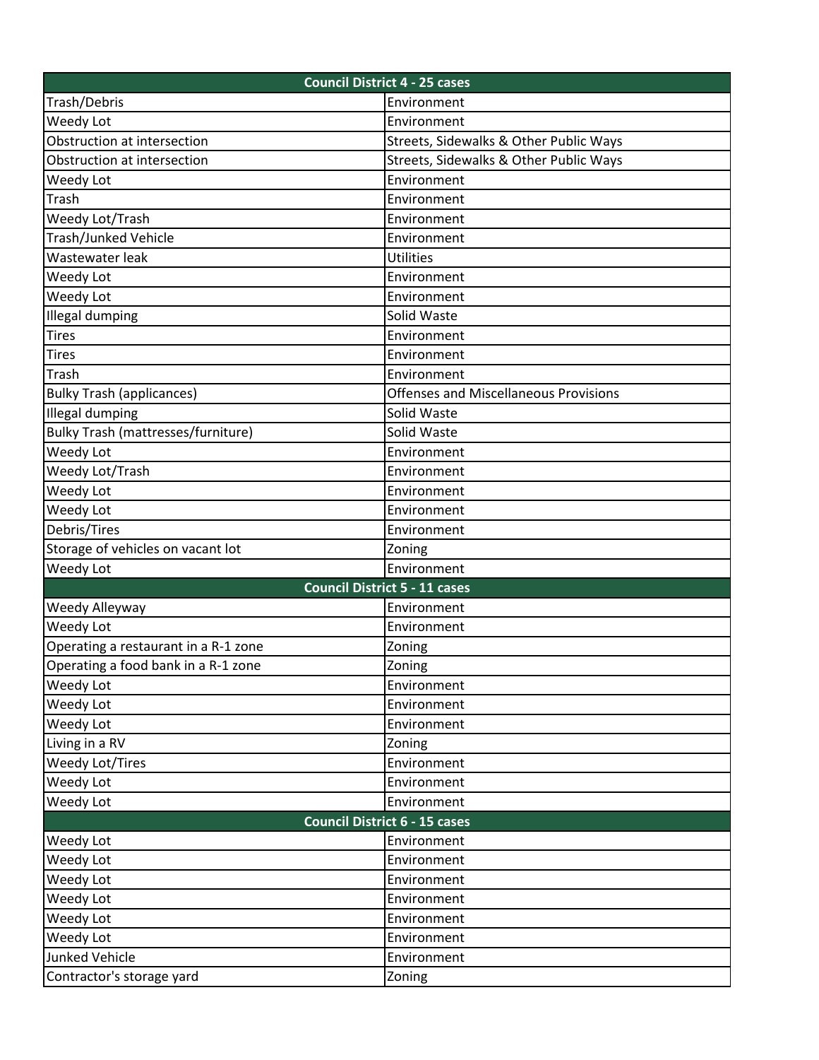| Council District 4 - 25 cases | |
|---|---|
| Trash/Debris | Environment |
| Weedy Lot | Environment |
| Obstruction at intersection | Streets, Sidewalks & Other Public Ways |
| Obstruction at intersection | Streets, Sidewalks & Other Public Ways |
| Weedy Lot | Environment |
| Trash | Environment |
| Weedy Lot/Trash | Environment |
| Trash/Junked Vehicle | Environment |
| Wastewater leak | Utilities |
| Weedy Lot | Environment |
| Weedy Lot | Environment |
| Illegal dumping | Solid Waste |
| Tires | Environment |
| Tires | Environment |
| Trash | Environment |
| Bulky Trash (applicances) | Offenses and Miscellaneous Provisions |
| Illegal dumping | Solid Waste |
| Bulky Trash (mattresses/furniture) | Solid Waste |
| Weedy Lot | Environment |
| Weedy Lot/Trash | Environment |
| Weedy Lot | Environment |
| Weedy Lot | Environment |
| Debris/Tires | Environment |
| Storage of vehicles on vacant lot | Zoning |
| Weedy Lot | Environment |
| **Council District 5 - 11 cases** | |
| Weedy Alleyway | Environment |
| Weedy Lot | Environment |
| Operating a restaurant in a R-1 zone | Zoning |
| Operating a food bank in a R-1 zone | Zoning |
| Weedy Lot | Environment |
| Weedy Lot | Environment |
| Weedy Lot | Environment |
| Living in a RV | Zoning |
| Weedy Lot/Tires | Environment |
| Weedy Lot | Environment |
| Weedy Lot | Environment |
| **Council District 6 - 15 cases** | |
| Weedy Lot | Environment |
| Weedy Lot | Environment |
| Weedy Lot | Environment |
| Weedy Lot | Environment |
| Weedy Lot | Environment |
| Weedy Lot | Environment |
| Junked Vehicle | Environment |
| Contractor's storage yard | Zoning |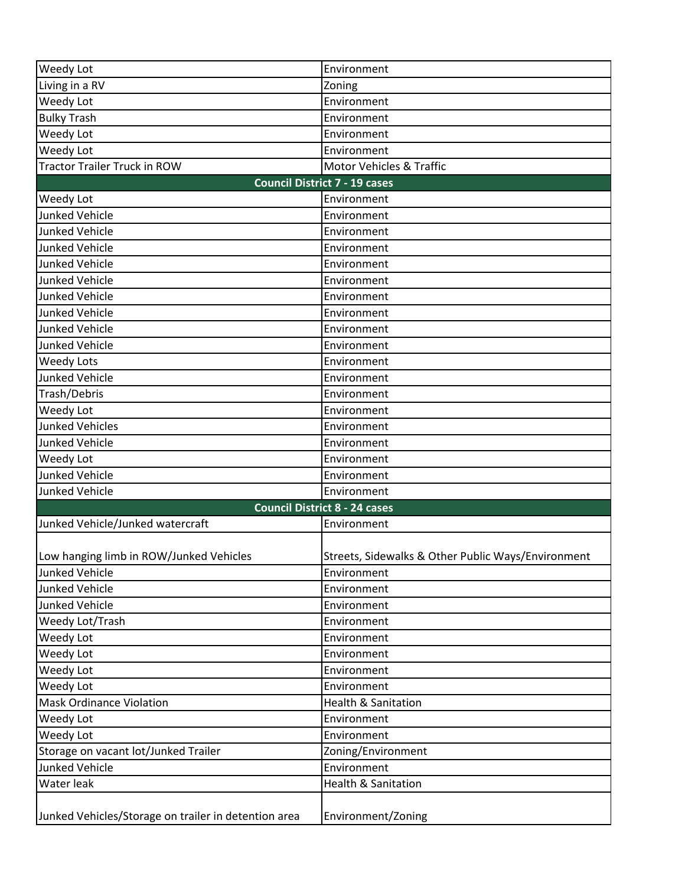| | |
|---|---|
| Weedy Lot | Environment |
| Living in a RV | Zoning |
| Weedy Lot | Environment |
| Bulky Trash | Environment |
| Weedy Lot | Environment |
| Weedy Lot | Environment |
| Tractor Trailer Truck in ROW | Motor Vehicles & Traffic |
| **Council District 7 - 19 cases** | |
| Weedy Lot | Environment |
| Junked Vehicle | Environment |
| Junked Vehicle | Environment |
| Junked Vehicle | Environment |
| Junked Vehicle | Environment |
| Junked Vehicle | Environment |
| Junked Vehicle | Environment |
| Junked Vehicle | Environment |
| Junked Vehicle | Environment |
| Junked Vehicle | Environment |
| Weedy Lots | Environment |
| Junked Vehicle | Environment |
| Trash/Debris | Environment |
| Weedy Lot | Environment |
| Junked Vehicles | Environment |
| Junked Vehicle | Environment |
| Weedy Lot | Environment |
| Junked Vehicle | Environment |
| Junked Vehicle | Environment |
| **Council District 8 - 24 cases** | |
| Junked Vehicle/Junked watercraft | Environment |
| Low hanging limb in ROW/Junked Vehicles | Streets, Sidewalks & Other Public Ways/Environment |
| Junked Vehicle | Environment |
| Junked Vehicle | Environment |
| Junked Vehicle | Environment |
| Weedy Lot/Trash | Environment |
| Weedy Lot | Environment |
| Weedy Lot | Environment |
| Weedy Lot | Environment |
| Weedy Lot | Environment |
| Mask Ordinance Violation | Health & Sanitation |
| Weedy Lot | Environment |
| Weedy Lot | Environment |
| Storage on vacant lot/Junked Trailer | Zoning/Environment |
| Junked Vehicle | Environment |
| Water leak | Health & Sanitation |
| Junked Vehicles/Storage on trailer in detention area | Environment/Zoning |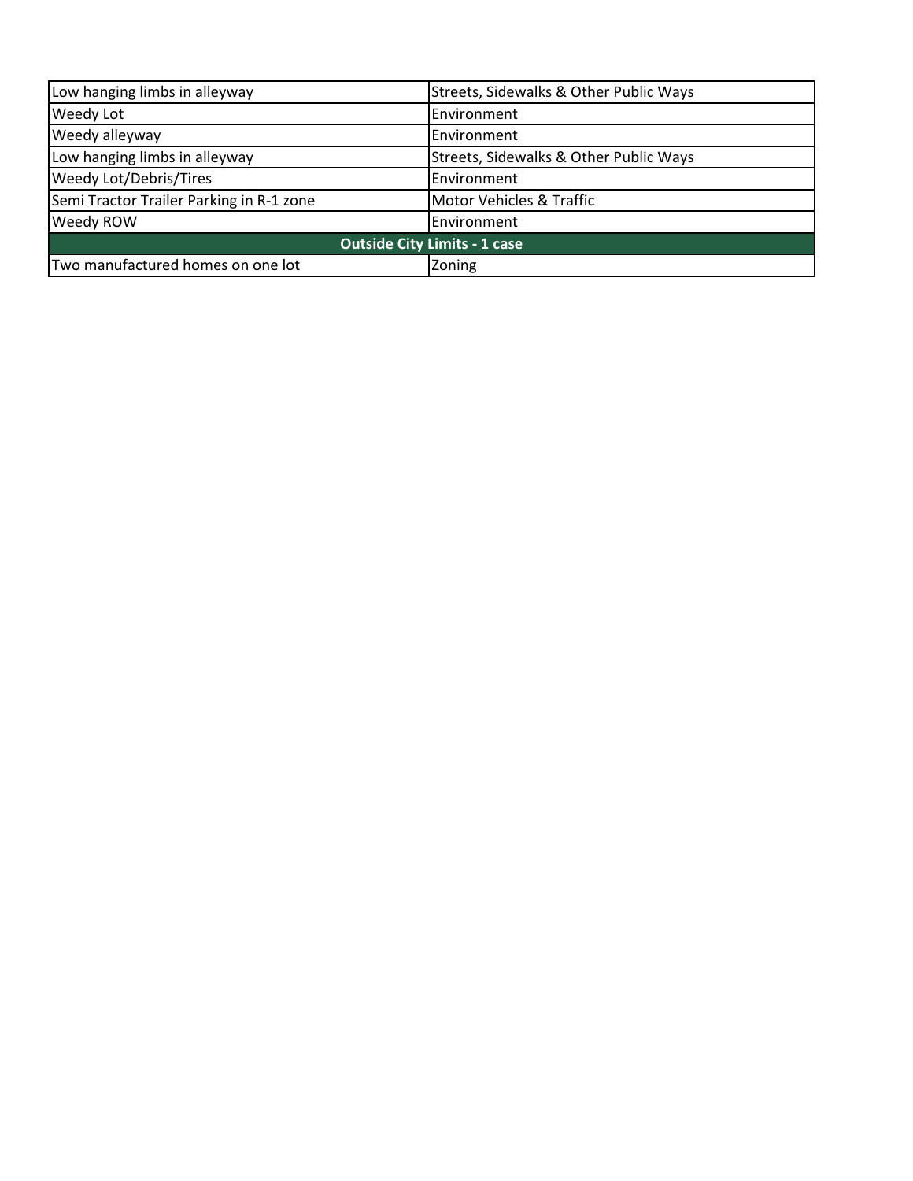| | |
|---|---|
| Low hanging limbs in alleyway | Streets, Sidewalks & Other Public Ways |
| Weedy Lot | Environment |
| Weedy alleyway | Environment |
| Low hanging limbs in alleyway | Streets, Sidewalks & Other Public Ways |
| Weedy Lot/Debris/Tires | Environment |
| Semi Tractor Trailer Parking in R-1 zone | Motor Vehicles & Traffic |
| Weedy ROW | Environment |
| **Outside City Limits - 1 case** | |
| Two manufactured homes on one lot | Zoning |